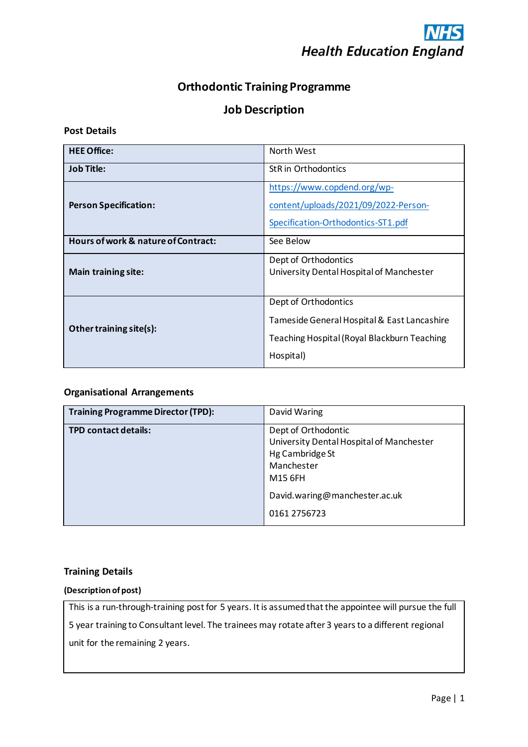NHS
Health Education England

# Orthodontic Training Programme

## Job Description

### Post Details

| | |
|---|---|
| **HEE Office:** | North West |
| **Job Title:** | StR in Orthodontics |
| **Person Specification:** | https://www.copdend.org/wp-content/uploads/2021/09/2022-Person-Specification-Orthodontics-ST1.pdf |
| **Hours of work & nature of Contract:** | See Below |
| **Main training site:** | Dept of Orthodontics<br>University Dental Hospital of Manchester |
| **Other training site(s):** | Dept of Orthodontics<br>Tameside General Hospital & East Lancashire Teaching Hospital (Royal Blackburn Teaching Hospital) |

### Organisational Arrangements

| | |
|---|---|
| **Training Programme Director (TPD):** | David Waring |
| **TPD contact details:** | Dept of Orthodontic<br>University Dental Hospital of Manchester<br>Hg Cambridge St<br>Manchester<br>M15 6FH<br>David.waring@manchester.ac.uk<br>0161 2756723 |

### Training Details

**(Description of post)**

This is a run-through-training post for 5 years. It is assumed that the appointee will pursue the full 5 year training to Consultant level. The trainees may rotate after 3 years to a different regional unit for the remaining 2 years.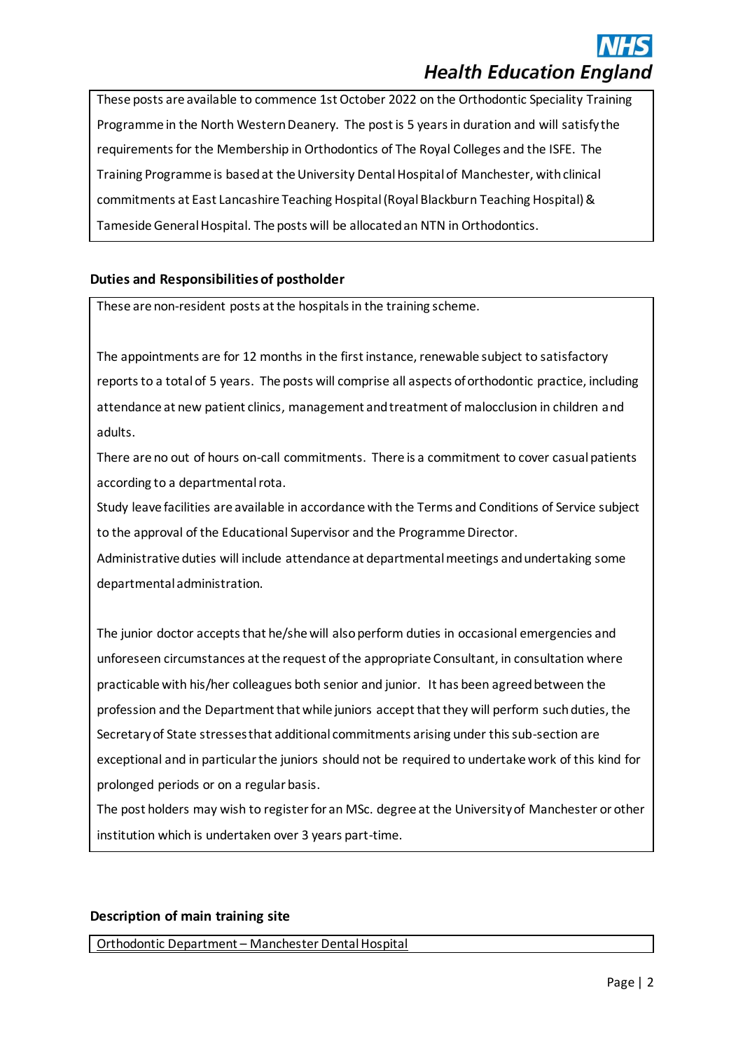These posts are available to commence 1st October 2022 on the Orthodontic Speciality Training Programme in the North Western Deanery. The post is 5 years in duration and will satisfy the requirements for the Membership in Orthodontics of The Royal Colleges and the ISFE. The Training Programme is based at the University Dental Hospital of Manchester, with clinical commitments at East Lancashire Teaching Hospital (Royal Blackburn Teaching Hospital) & Tameside General Hospital. The posts will be allocated an NTN in Orthodontics.

### Duties and Responsibilities of postholder

These are non-resident posts at the hospitals in the training scheme.

The appointments are for 12 months in the first instance, renewable subject to satisfactory reports to a total of 5 years. The posts will comprise all aspects of orthodontic practice, including attendance at new patient clinics, management and treatment of malocclusion in children and adults.

There are no out of hours on-call commitments. There is a commitment to cover casual patients according to a departmental rota.

Study leave facilities are available in accordance with the Terms and Conditions of Service subject to the approval of the Educational Supervisor and the Programme Director.

Administrative duties will include attendance at departmental meetings and undertaking some departmental administration.

The junior doctor accepts that he/she will also perform duties in occasional emergencies and unforeseen circumstances at the request of the appropriate Consultant, in consultation where practicable with his/her colleagues both senior and junior. It has been agreed between the profession and the Department that while juniors accept that they will perform such duties, the Secretary of State stresses that additional commitments arising under this sub-section are exceptional and in particular the juniors should not be required to undertake work of this kind for prolonged periods or on a regular basis.

The post holders may wish to register for an MSc. degree at the University of Manchester or other institution which is undertaken over 3 years part-time.

### Description of main training site

Orthodontic Department – Manchester Dental Hospital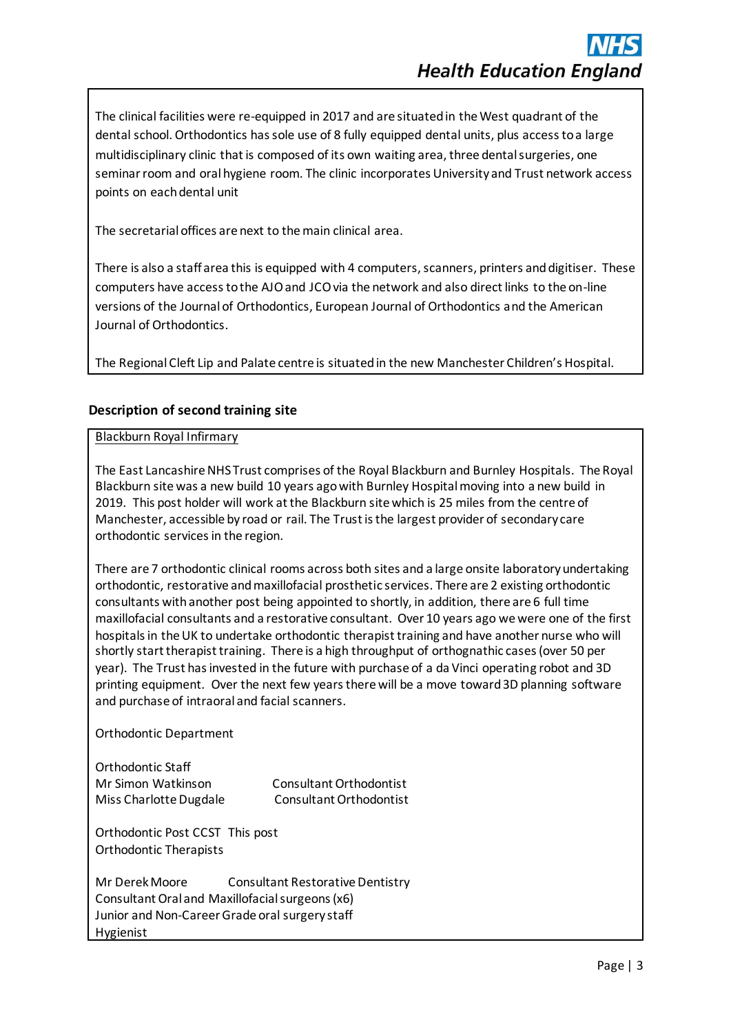The clinical facilities were re-equipped in 2017 and are situated in the West quadrant of the dental school. Orthodontics has sole use of 8 fully equipped dental units, plus access to a large multidisciplinary clinic that is composed of its own waiting area, three dental surgeries, one seminar room and oral hygiene room. The clinic incorporates University and Trust network access points on each dental unit

The secretarial offices are next to the main clinical area.

There is also a staff area this is equipped with 4 computers, scanners, printers and digitiser. These computers have access to the AJO and JCO via the network and also direct links to the on-line versions of the Journal of Orthodontics, European Journal of Orthodontics and the American Journal of Orthodontics.

The Regional Cleft Lip and Palate centre is situated in the new Manchester Children's Hospital.

### Description of second training site

Blackburn Royal Infirmary

The East Lancashire NHS Trust comprises of the Royal Blackburn and Burnley Hospitals. The Royal Blackburn site was a new build 10 years ago with Burnley Hospital moving into a new build in 2019. This post holder will work at the Blackburn site which is 25 miles from the centre of Manchester, accessible by road or rail. The Trust is the largest provider of secondary care orthodontic services in the region.

There are 7 orthodontic clinical rooms across both sites and a large onsite laboratory undertaking orthodontic, restorative and maxillofacial prosthetic services. There are 2 existing orthodontic consultants with another post being appointed to shortly, in addition, there are 6 full time maxillofacial consultants and a restorative consultant. Over 10 years ago we were one of the first hospitals in the UK to undertake orthodontic therapist training and have another nurse who will shortly start therapist training. There is a high throughput of orthognathic cases (over 50 per year). The Trust has invested in the future with purchase of a da Vinci operating robot and 3D printing equipment. Over the next few years there will be a move toward 3D planning software and purchase of intraoral and facial scanners.

Orthodontic Department

Orthodontic Staff

| | |
|---|---|
| Mr Simon Watkinson | Consultant Orthodontist |
| Miss Charlotte Dugdale | Consultant Orthodontist |

Orthodontic Post CCST This post
Orthodontic Therapists

Mr Derek Moore Consultant Restorative Dentistry
Consultant Oral and Maxillofacial surgeons (x6)
Junior and Non-Career Grade oral surgery staff
Hygienist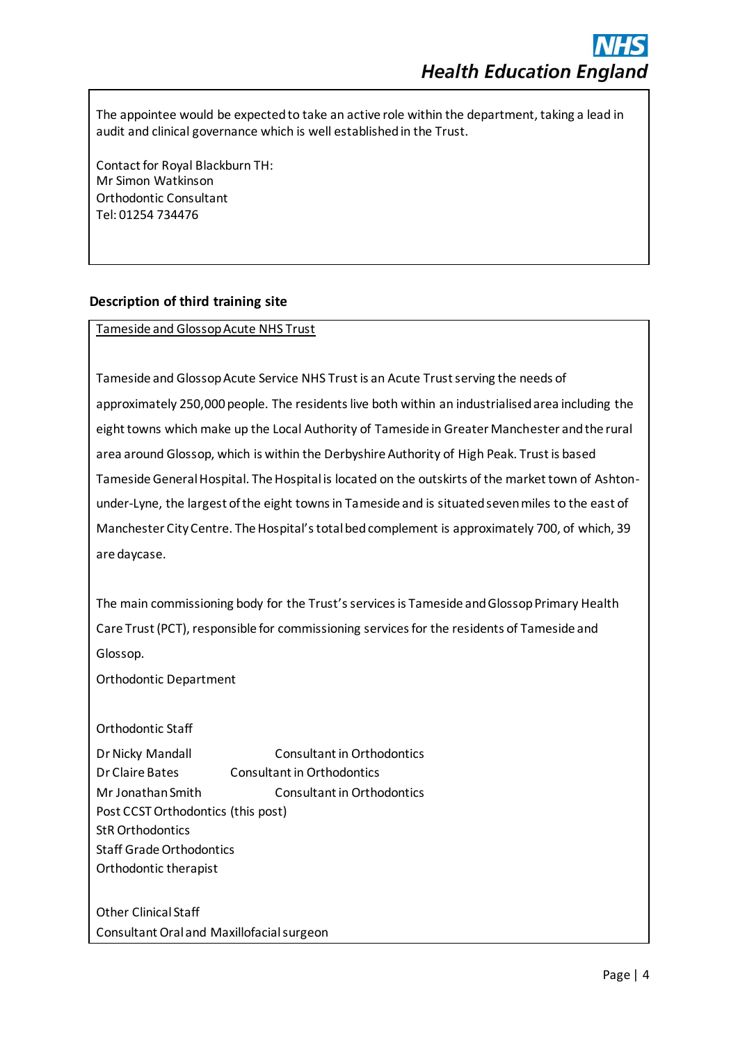The appointee would be expected to take an active role within the department, taking a lead in audit and clinical governance which is well established in the Trust.

Contact for Royal Blackburn TH:
Mr Simon Watkinson
Orthodontic Consultant
Tel: 01254 734476

### Description of third training site

Tameside and Glossop Acute NHS Trust

Tameside and Glossop Acute Service NHS Trust is an Acute Trust serving the needs of approximately 250,000 people. The residents live both within an industrialised area including the eight towns which make up the Local Authority of Tameside in Greater Manchester and the rural area around Glossop, which is within the Derbyshire Authority of High Peak. Trust is based Tameside General Hospital. The Hospital is located on the outskirts of the market town of Ashton-under-Lyne, the largest of the eight towns in Tameside and is situated seven miles to the east of Manchester City Centre. The Hospital's total bed complement is approximately 700, of which, 39 are daycase.

The main commissioning body for the Trust's services is Tameside and Glossop Primary Health Care Trust (PCT), responsible for commissioning services for the residents of Tameside and Glossop.

Orthodontic Department

Orthodontic Staff

Dr Nicky Mandall — Consultant in Orthodontics
Dr Claire Bates — Consultant in Orthodontics
Mr Jonathan Smith — Consultant in Orthodontics
Post CCST Orthodontics (this post)
StR Orthodontics
Staff Grade Orthodontics
Orthodontic therapist

Other Clinical Staff
Consultant Oral and Maxillofacial surgeon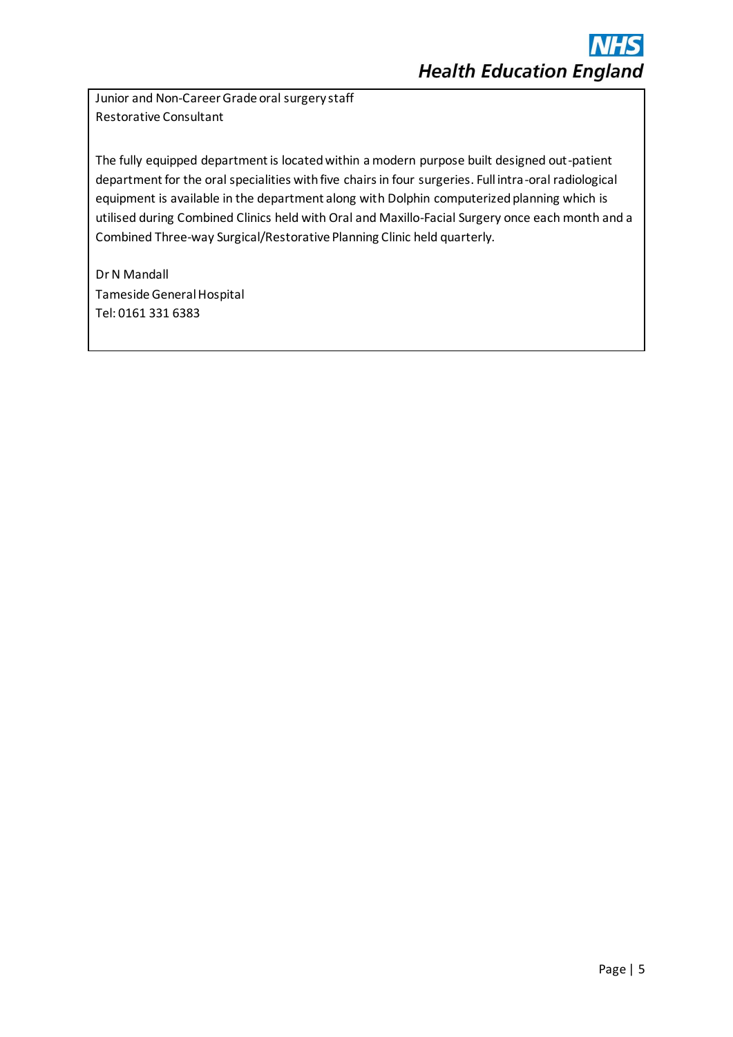Junior and Non-Career Grade oral surgery staff
Restorative Consultant

The fully equipped department is located within a modern purpose built designed out-patient department for the oral specialities with five chairs in four surgeries. Full intra-oral radiological equipment is available in the department along with Dolphin computerized planning which is utilised during Combined Clinics held with Oral and Maxillo-Facial Surgery once each month and a Combined Three-way Surgical/Restorative Planning Clinic held quarterly.

Dr N Mandall
Tameside General Hospital
Tel: 0161 331 6383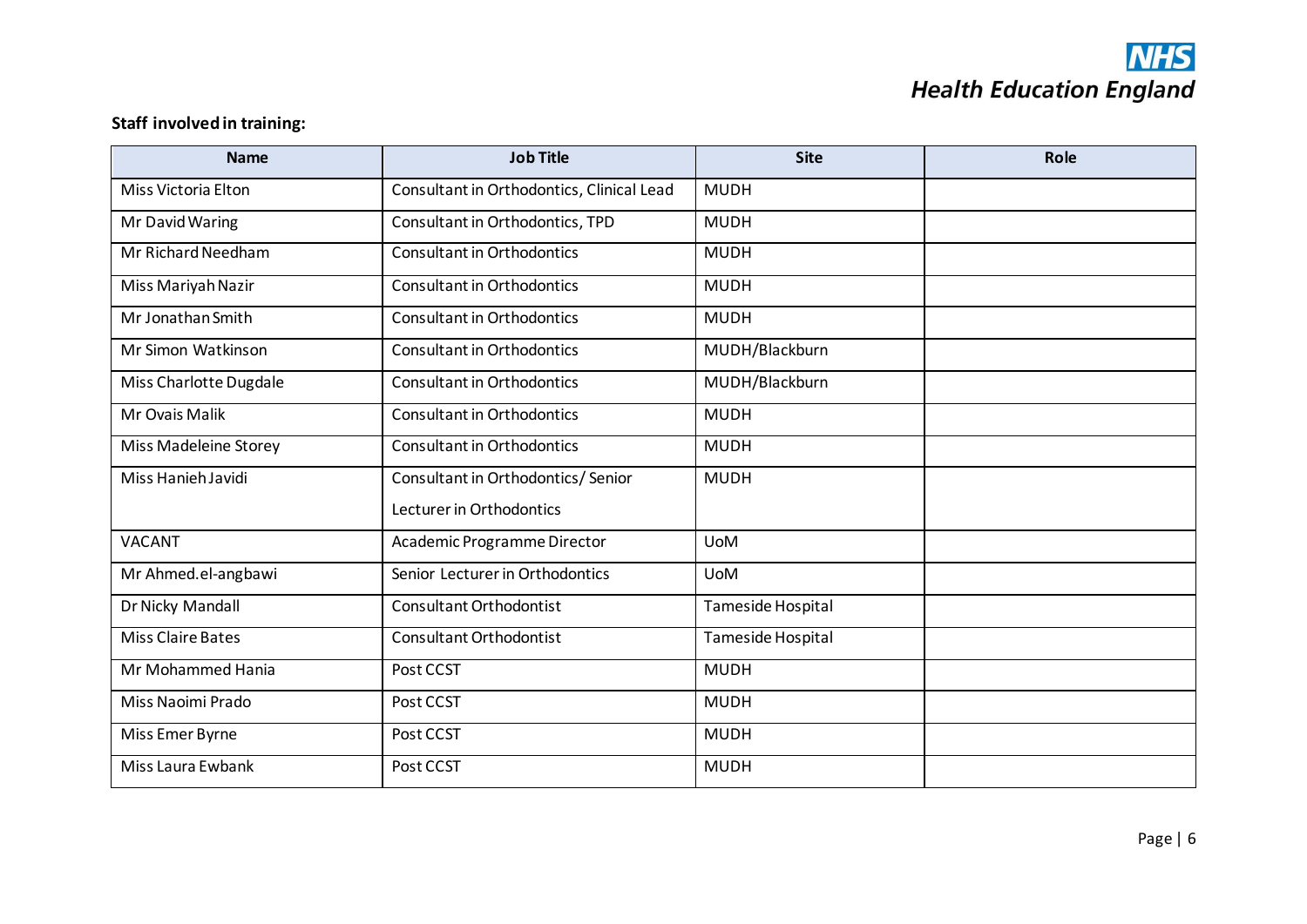**Staff involved in training:**

| Name | Job Title | Site | Role |
|---|---|---|---|
| Miss Victoria Elton | Consultant in Orthodontics, Clinical Lead | MUDH | |
| Mr David Waring | Consultant in Orthodontics, TPD | MUDH | |
| Mr Richard Needham | Consultant in Orthodontics | MUDH | |
| Miss Mariyah Nazir | Consultant in Orthodontics | MUDH | |
| Mr Jonathan Smith | Consultant in Orthodontics | MUDH | |
| Mr Simon Watkinson | Consultant in Orthodontics | MUDH/Blackburn | |
| Miss Charlotte Dugdale | Consultant in Orthodontics | MUDH/Blackburn | |
| Mr Ovais Malik | Consultant in Orthodontics | MUDH | |
| Miss Madeleine Storey | Consultant in Orthodontics | MUDH | |
| Miss Hanieh Javidi | Consultant in Orthodontics/ Senior Lecturer in Orthodontics | MUDH | |
| VACANT | Academic Programme Director | UoM | |
| Mr Ahmed.el-angbawi | Senior Lecturer in Orthodontics | UoM | |
| Dr Nicky Mandall | Consultant Orthodontist | Tameside Hospital | |
| Miss Claire Bates | Consultant Orthodontist | Tameside Hospital | |
| Mr Mohammed Hania | Post CCST | MUDH | |
| Miss Naoimi Prado | Post CCST | MUDH | |
| Miss Emer Byrne | Post CCST | MUDH | |
| Miss Laura Ewbank | Post CCST | MUDH | |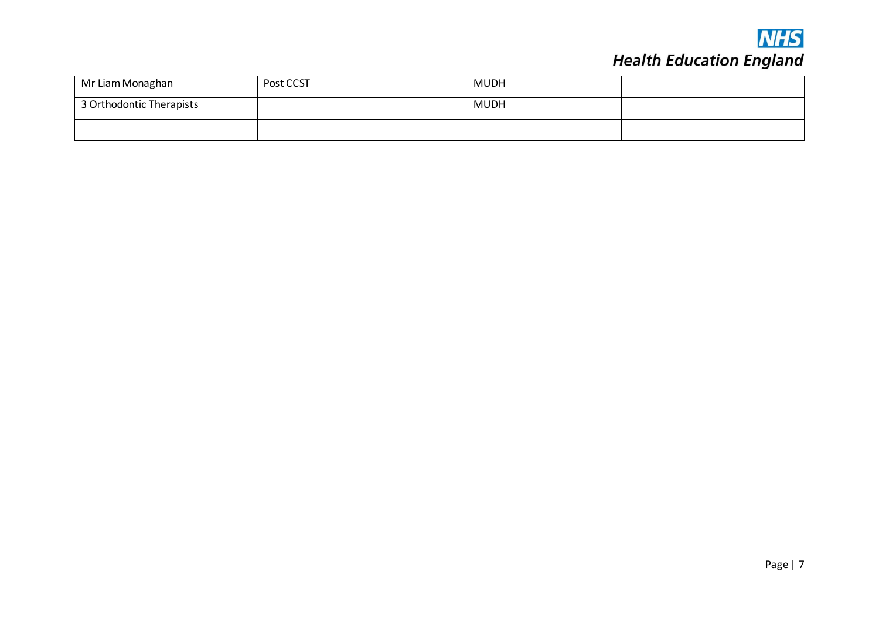| | | | |
|---|---|---|---|
| Mr Liam Monaghan | Post CCST | MUDH | |
| 3 Orthodontic Therapists | | MUDH | |
| | | | |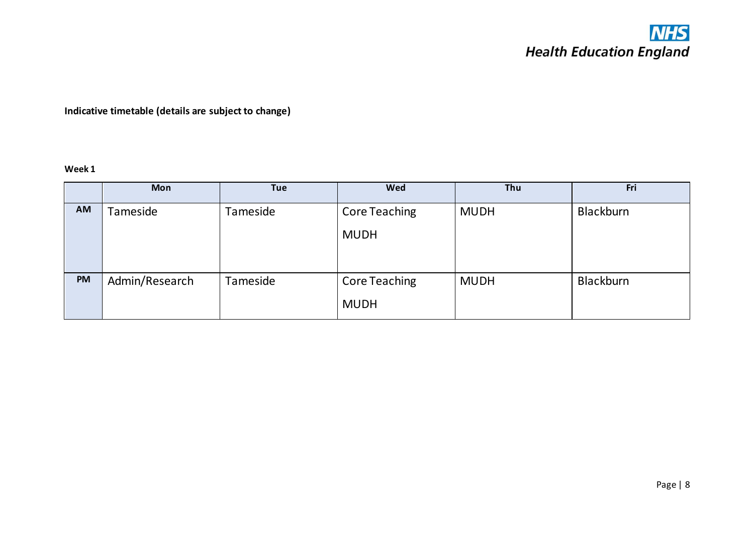**Indicative timetable (details are subject to change)**

**Week 1**

| | Mon | Tue | Wed | Thu | Fri |
|---|---|---|---|---|---|
| **AM** | Tameside | Tameside | Core Teaching<br>MUDH | MUDH | Blackburn |
| **PM** | Admin/Research | Tameside | Core Teaching<br>MUDH | MUDH | Blackburn |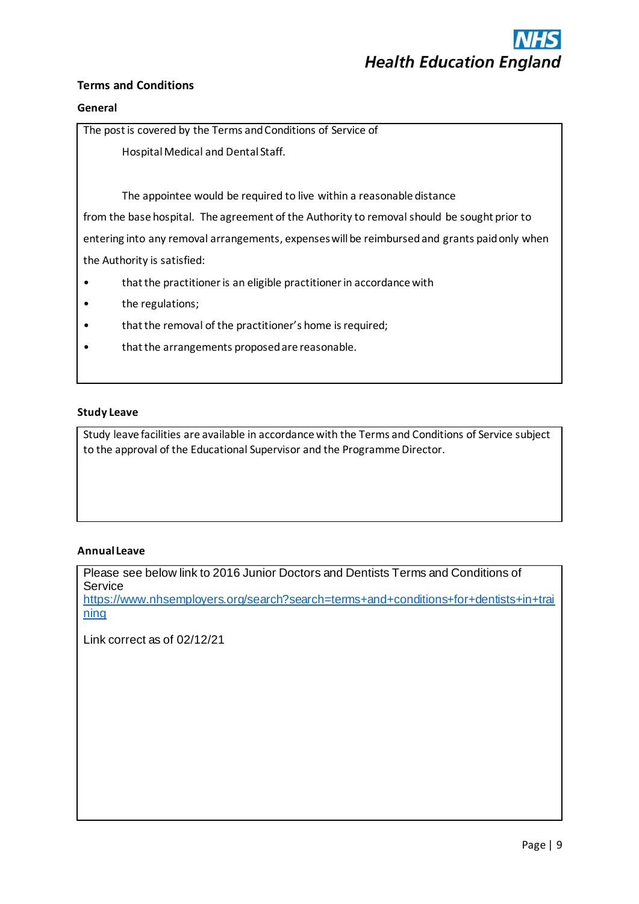## Terms and Conditions

### General

The post is covered by the Terms and Conditions of Service of

Hospital Medical and Dental Staff.

The appointee would be required to live within a reasonable distance from the base hospital. The agreement of the Authority to removal should be sought prior to entering into any removal arrangements, expenses will be reimbursed and grants paid only when the Authority is satisfied:

- that the practitioner is an eligible practitioner in accordance with
- the regulations;
- that the removal of the practitioner's home is required;
- that the arrangements proposed are reasonable.

### Study Leave

Study leave facilities are available in accordance with the Terms and Conditions of Service subject to the approval of the Educational Supervisor and the Programme Director.

### Annual Leave

Please see below link to 2016 Junior Doctors and Dentists Terms and Conditions of Service
[https://www.nhsemployers.org/search?search=terms+and+conditions+for+dentists+in+training](https://www.nhsemployers.org/search?search=terms+and+conditions+for+dentists+in+training)

Link correct as of 02/12/21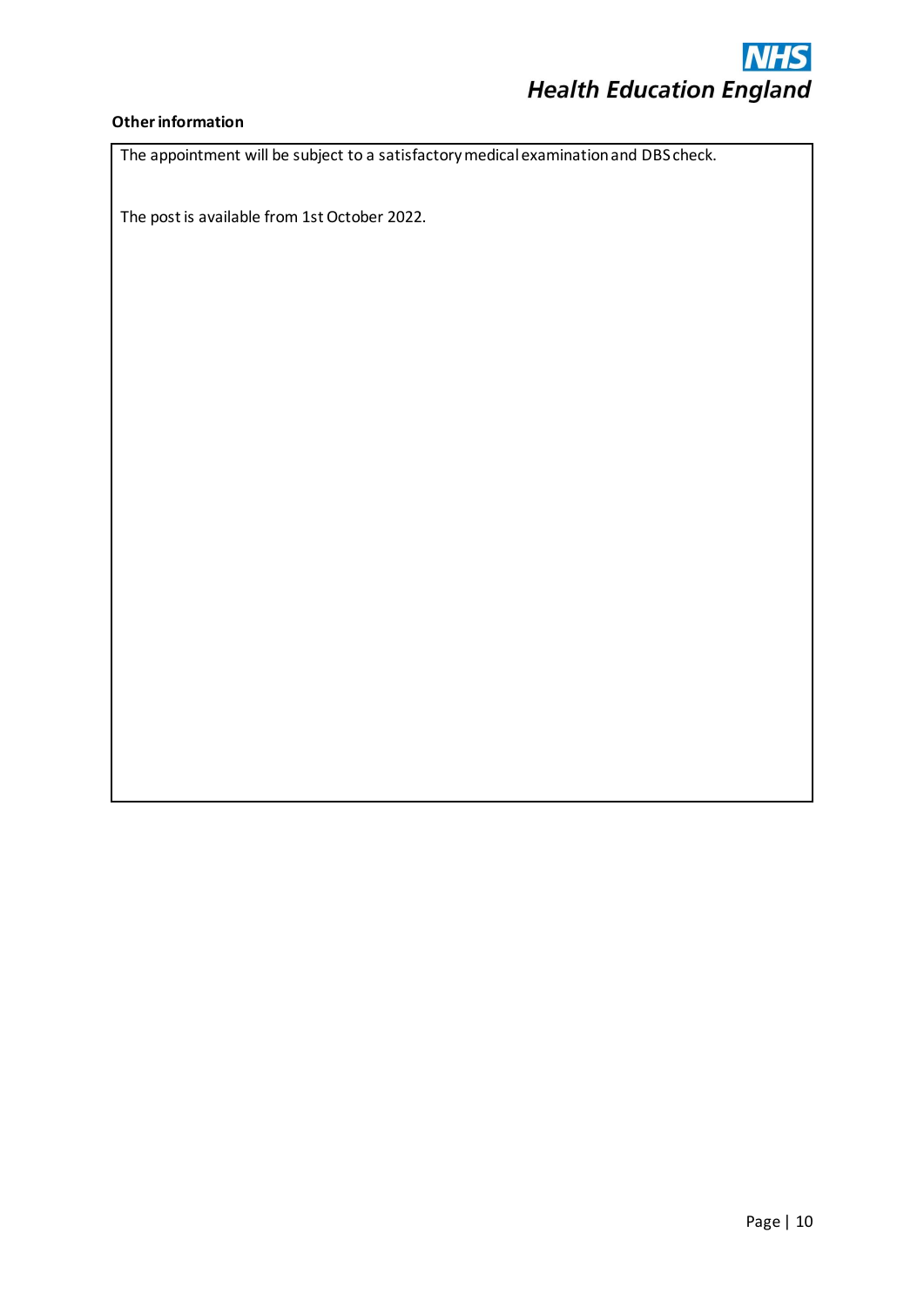**Other information**

The appointment will be subject to a satisfactory medical examination and DBS check.

The post is available from 1st October 2022.